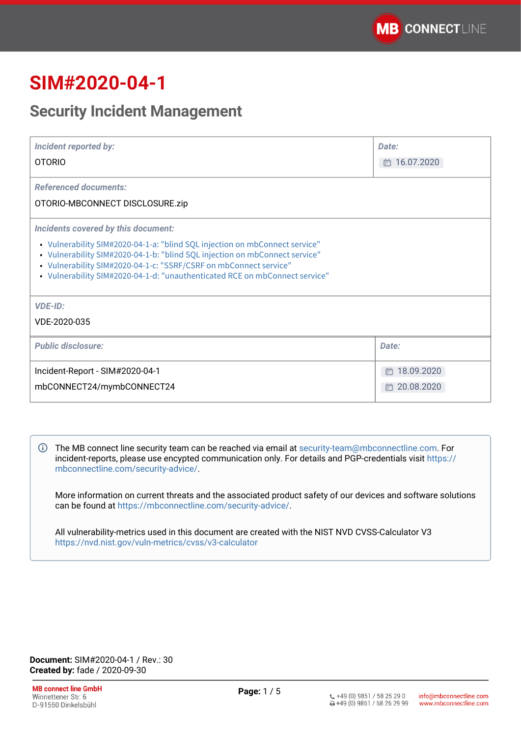# SIM#2020-04-1

## Security Incident Management

| *Incident reported by:* | *Date:* |
|---|---|
| OTORIO | 16.07.2020 |

*Referenced documents:*

OTORIO-MBCONNECT DISCLOSURE.zip

*Incidents covered by this document:*

- Vulnerability SIM#2020-04-1-a: "blind SQL injection on mbConnect service"
- Vulnerability SIM#2020-04-1-b: "blind SQL injection on mbConnect service"
- Vulnerability SIM#2020-04-1-c: "SSRF/CSRF on mbConnect service"
- Vulnerability SIM#2020-04-1-d: "unauthenticated RCE on mbConnect service"

*VDE-ID:*

VDE-2020-035

| *Public disclosure:* | *Date:* |
|---|---|
| Incident-Report - SIM#2020-04-1 | 18.09.2020 |
| mbCONNECT24/mymbCONNECT24 | 20.08.2020 |

> The MB connect line security team can be reached via email at security-team@mbconnectline.com. For incident-reports, please use encypted communication only. For details and PGP-credentials visit https://mbconnectline.com/security-advice/.
>
> More information on current threats and the associated product safety of our devices and software solutions can be found at https://mbconnectline.com/security-advice/.
>
> All vulnerability-metrics used in this document are created with the NIST NVD CVSS-Calculator V3 https://nvd.nist.gov/vuln-metrics/cvss/v3-calculator

**Document:** SIM#2020-04-1 / Rev.: 30
**Created by:** fade / 2020-09-30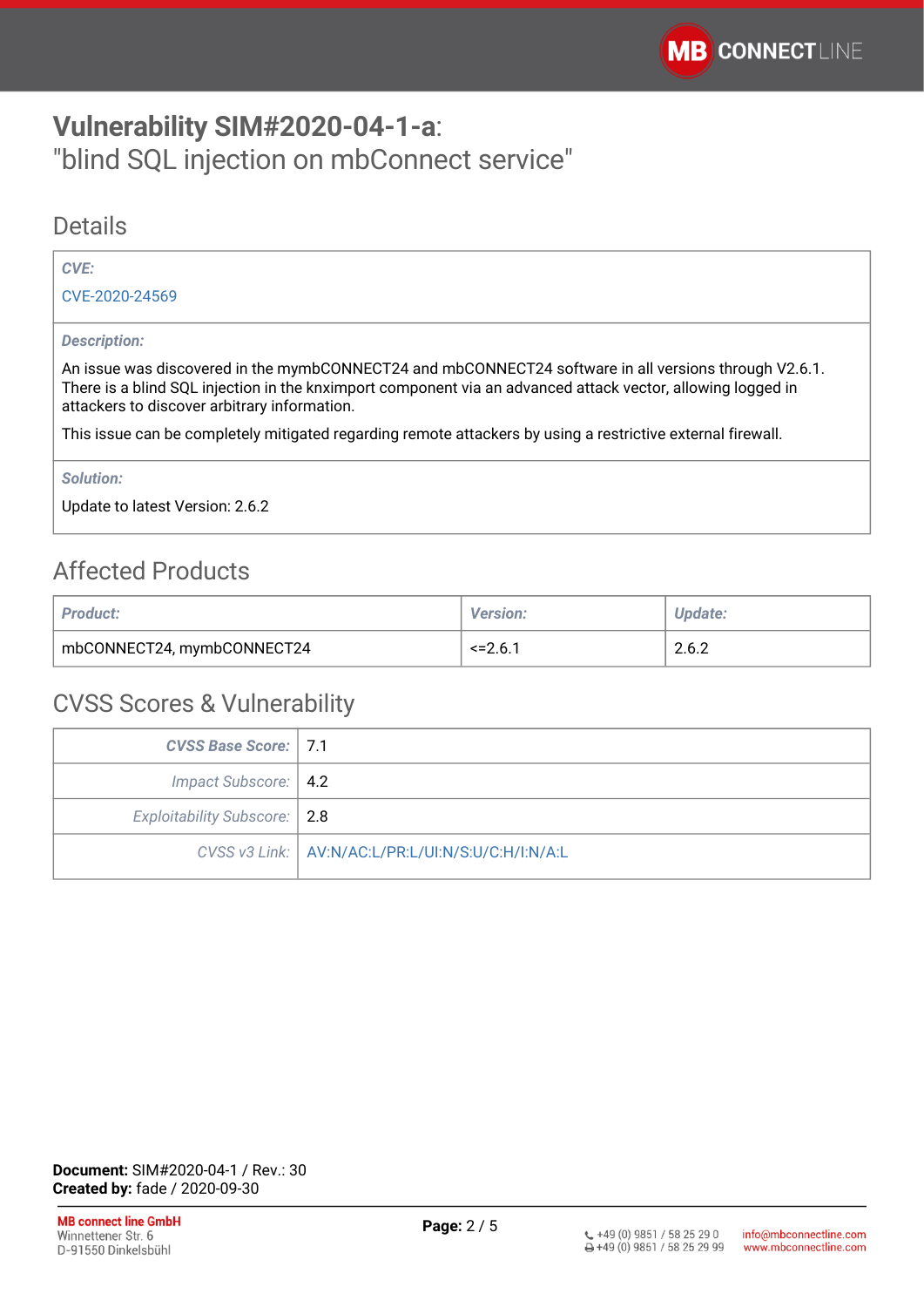# **Vulnerability SIM#2020-04-1-a**: "blind SQL injection on mbConnect service"

## Details

| *CVE:* |
| --- |
| CVE-2020-24569 |
| *Description:* |
| An issue was discovered in the mymbCONNECT24 and mbCONNECT24 software in all versions through V2.6.1. There is a blind SQL injection in the knximport component via an advanced attack vector, allowing logged in attackers to discover arbitrary information. |
| This issue can be completely mitigated regarding remote attackers by using a restrictive external firewall. |
| *Solution:* |
| Update to latest Version: 2.6.2 |

## Affected Products

| *Product:* | *Version:* | *Update:* |
| --- | --- | --- |
| mbCONNECT24, mymbCONNECT24 | <=2.6.1 | 2.6.2 |

## CVSS Scores & Vulnerability

| | |
| --- | --- |
| ***CVSS Base Score:*** | 7.1 |
| *Impact Subscore:* | 4.2 |
| *Exploitability Subscore:* | 2.8 |
| *CVSS v3 Link:* | AV:N/AC:L/PR:L/UI:N/S:U/C:H/I:N/A:L |

**Document:** SIM#2020-04-1 / Rev.: 30
**Created by:** fade / 2020-09-30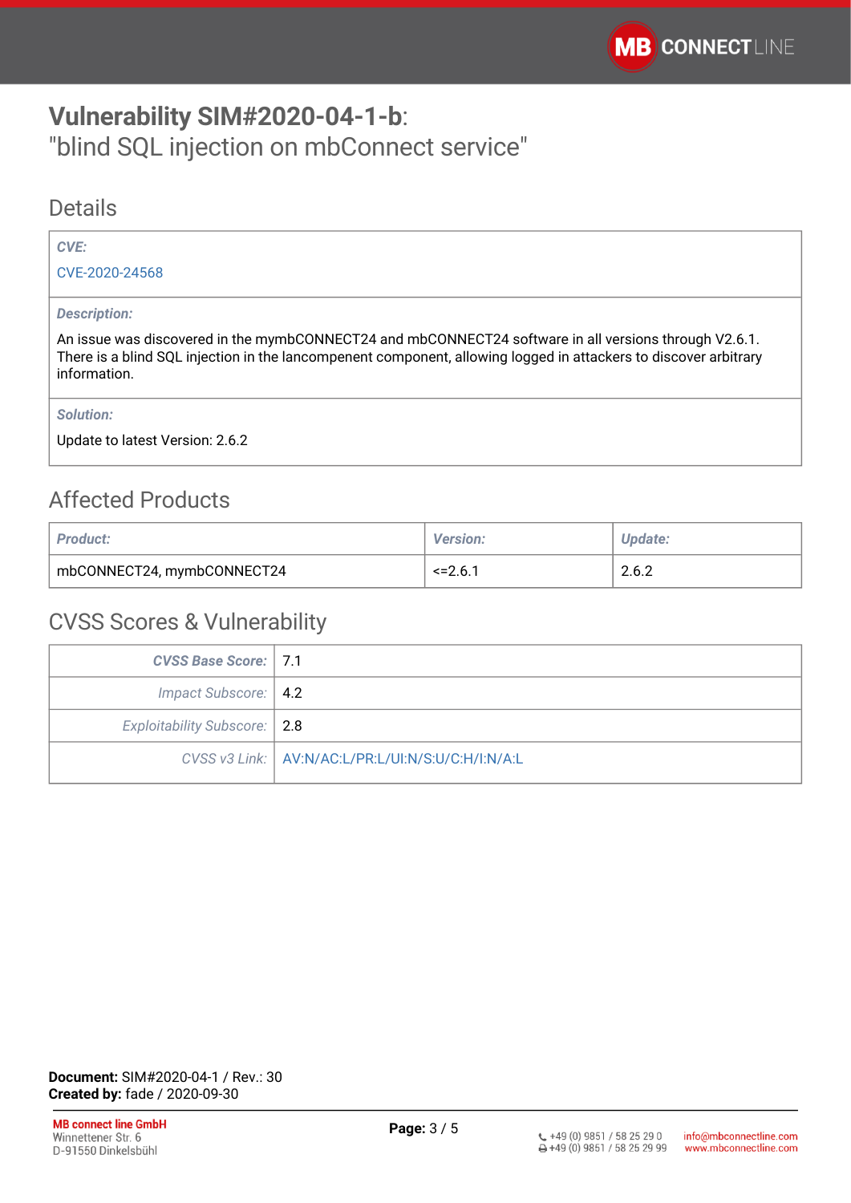# **Vulnerability SIM#2020-04-1-b**:
"blind SQL injection on mbConnect service"

## Details

| *CVE:* |
|---|
| CVE-2020-24568 |
| *Description:* |
| An issue was discovered in the mymbCONNECT24 and mbCONNECT24 software in all versions through V2.6.1. There is a blind SQL injection in the lancompenent component, allowing logged in attackers to discover arbitrary information. |
| *Solution:* |
| Update to latest Version: 2.6.2 |

## Affected Products

| *Product:* | *Version:* | *Update:* |
|---|---|---|
| mbCONNECT24, mymbCONNECT24 | <=2.6.1 | 2.6.2 |

## CVSS Scores & Vulnerability

| | |
|---|---|
| ***CVSS Base Score:*** | 7.1 |
| *Impact Subscore:* | 4.2 |
| *Exploitability Subscore:* | 2.8 |
| *CVSS v3 Link:* | AV:N/AC:L/PR:L/UI:N/S:U/C:H/I:N/A:L |

**Document:** SIM#2020-04-1 / Rev.: 30
**Created by:** fade / 2020-09-30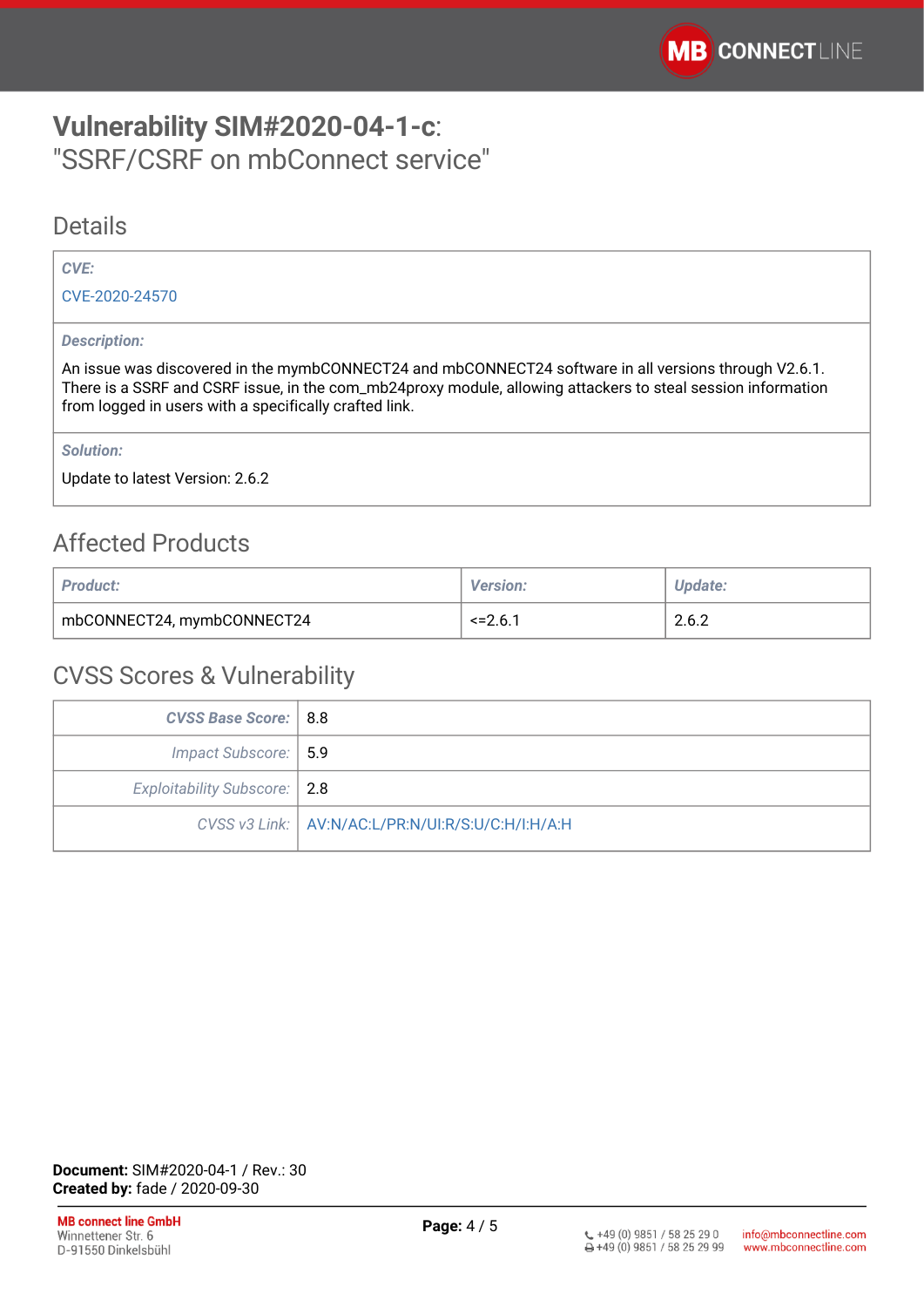# **Vulnerability SIM#2020-04-1-c**:
"SSRF/CSRF on mbConnect service"

## Details

| *CVE:* |
|---|
| CVE-2020-24570 |
| *Description:* |
| An issue was discovered in the mymbCONNECT24 and mbCONNECT24 software in all versions through V2.6.1. There is a SSRF and CSRF issue, in the com_mb24proxy module, allowing attackers to steal session information from logged in users with a specifically crafted link. |
| *Solution:* |
| Update to latest Version: 2.6.2 |

## Affected Products

| *Product:* | *Version:* | *Update:* |
|---|---|---|
| mbCONNECT24, mymbCONNECT24 | <=2.6.1 | 2.6.2 |

## CVSS Scores & Vulnerability

| | |
|---|---|
| ***CVSS Base Score:*** | 8.8 |
| *Impact Subscore:* | 5.9 |
| *Exploitability Subscore:* | 2.8 |
| *CVSS v3 Link:* | AV:N/AC:L/PR:N/UI:R/S:U/C:H/I:H/A:H |

**Document:** SIM#2020-04-1 / Rev.: 30
**Created by:** fade / 2020-09-30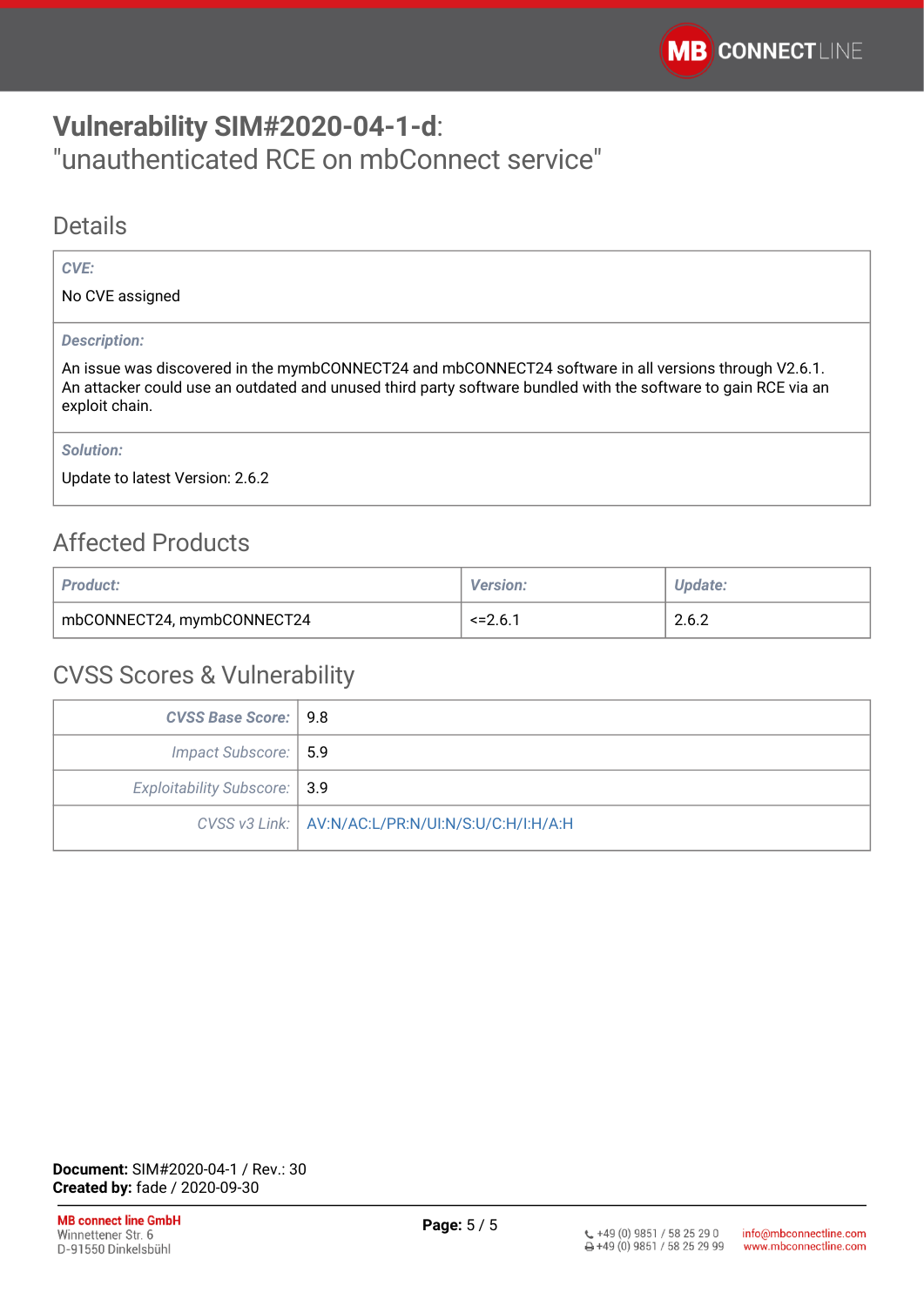# **Vulnerability SIM#2020-04-1-d**: "unauthenticated RCE on mbConnect service"

## Details

| |
|---|
| ***CVE:*** |
| No CVE assigned |
| ***Description:*** |
| An issue was discovered in the mymbCONNECT24 and mbCONNECT24 software in all versions through V2.6.1. An attacker could use an outdated and unused third party software bundled with the software to gain RCE via an exploit chain. |
| ***Solution:*** |
| Update to latest Version: 2.6.2 |

## Affected Products

| ***Product:*** | ***Version:*** | ***Update:*** |
|---|---|---|
| mbCONNECT24, mymbCONNECT24 | <=2.6.1 | 2.6.2 |

## CVSS Scores & Vulnerability

| | |
|---|---|
| ***CVSS Base Score:*** | 9.8 |
| *Impact Subscore:* | 5.9 |
| *Exploitability Subscore:* | 3.9 |
| *CVSS v3 Link:* | AV:N/AC:L/PR:N/UI:N/S:U/C:H/I:H/A:H |

**Document:** SIM#2020-04-1 / Rev.: 30
**Created by:** fade / 2020-09-30